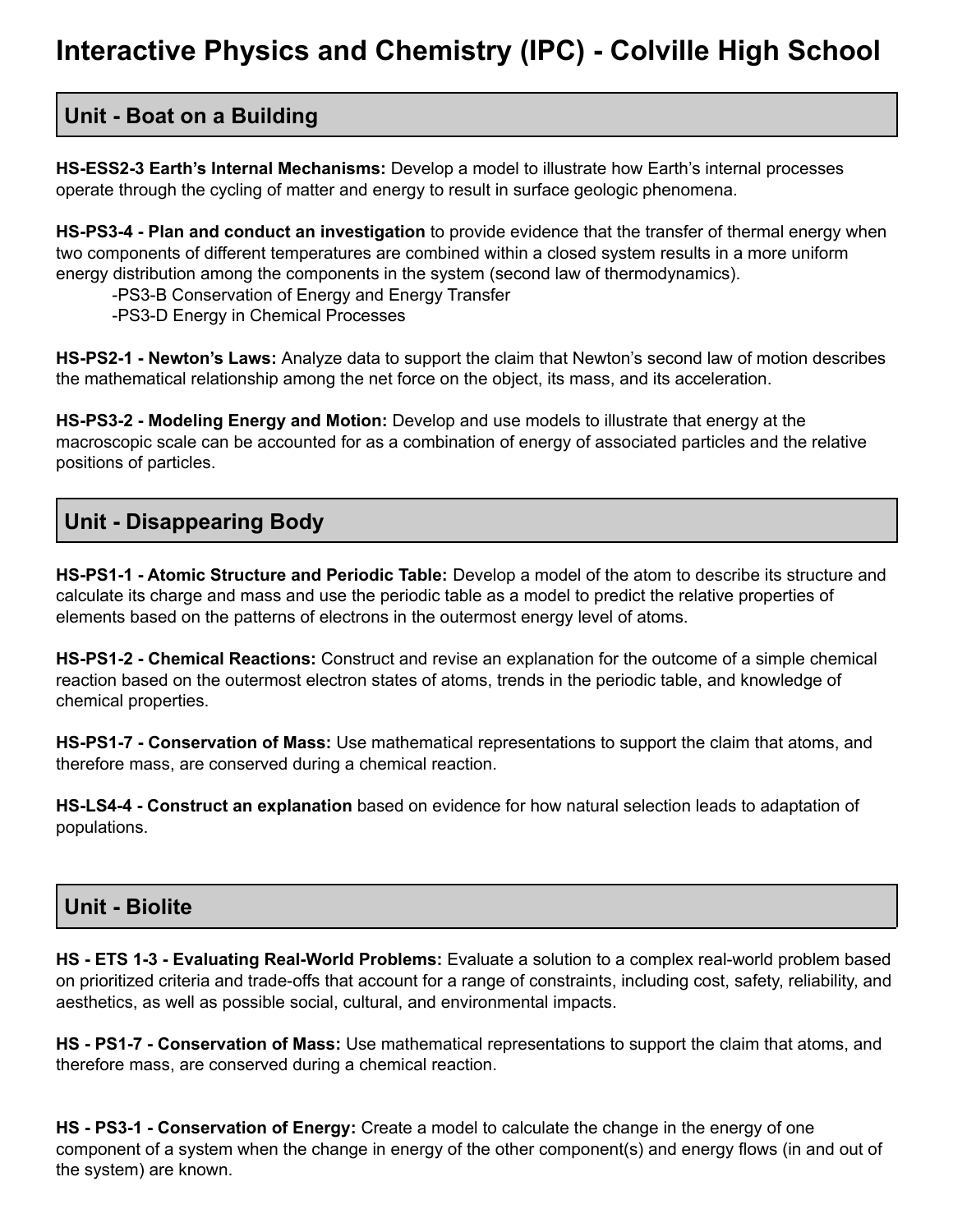# Interactive Physics and Chemistry (IPC) - Colville High School

## Unit - Boat on a Building

**HS-ESS2-3 Earth's Internal Mechanisms:** Develop a model to illustrate how Earth's internal processes operate through the cycling of matter and energy to result in surface geologic phenomena.

**HS-PS3-4 - Plan and conduct an investigation** to provide evidence that the transfer of thermal energy when two components of different temperatures are combined within a closed system results in a more uniform energy distribution among the components in the system (second law of thermodynamics).

- -PS3-B Conservation of Energy and Energy Transfer
- -PS3-D Energy in Chemical Processes

**HS-PS2-1 - Newton's Laws:** Analyze data to support the claim that Newton's second law of motion describes the mathematical relationship among the net force on the object, its mass, and its acceleration.

**HS-PS3-2 - Modeling Energy and Motion:** Develop and use models to illustrate that energy at the macroscopic scale can be accounted for as a combination of energy of associated particles and the relative positions of particles.

## Unit - Disappearing Body

**HS-PS1-1 - Atomic Structure and Periodic Table:** Develop a model of the atom to describe its structure and calculate its charge and mass and use the periodic table as a model to predict the relative properties of elements based on the patterns of electrons in the outermost energy level of atoms.

**HS-PS1-2 - Chemical Reactions:** Construct and revise an explanation for the outcome of a simple chemical reaction based on the outermost electron states of atoms, trends in the periodic table, and knowledge of chemical properties.

**HS-PS1-7 - Conservation of Mass:** Use mathematical representations to support the claim that atoms, and therefore mass, are conserved during a chemical reaction.

**HS-LS4-4 - Construct an explanation** based on evidence for how natural selection leads to adaptation of populations.

## Unit - Biolite

**HS - ETS 1-3 - Evaluating Real-World Problems:** Evaluate a solution to a complex real-world problem based on prioritized criteria and trade-offs that account for a range of constraints, including cost, safety, reliability, and aesthetics, as well as possible social, cultural, and environmental impacts.

**HS - PS1-7 - Conservation of Mass:** Use mathematical representations to support the claim that atoms, and therefore mass, are conserved during a chemical reaction.

**HS - PS3-1 - Conservation of Energy:** Create a model to calculate the change in the energy of one component of a system when the change in energy of the other component(s) and energy flows (in and out of the system) are known.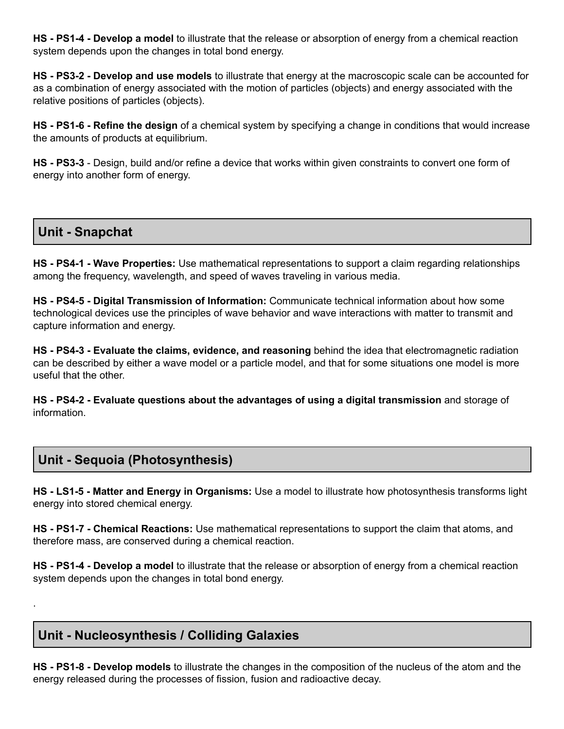**HS - PS1-4 - Develop a model** to illustrate that the release or absorption of energy from a chemical reaction system depends upon the changes in total bond energy.

**HS - PS3-2 - Develop and use models** to illustrate that energy at the macroscopic scale can be accounted for as a combination of energy associated with the motion of particles (objects) and energy associated with the relative positions of particles (objects).

**HS - PS1-6 - Refine the design** of a chemical system by specifying a change in conditions that would increase the amounts of products at equilibrium.

**HS - PS3-3** - Design, build and/or refine a device that works within given constraints to convert one form of energy into another form of energy.

## Unit - Snapchat

**HS - PS4-1 - Wave Properties:** Use mathematical representations to support a claim regarding relationships among the frequency, wavelength, and speed of waves traveling in various media.

**HS - PS4-5 - Digital Transmission of Information:** Communicate technical information about how some technological devices use the principles of wave behavior and wave interactions with matter to transmit and capture information and energy.

**HS - PS4-3 - Evaluate the claims, evidence, and reasoning** behind the idea that electromagnetic radiation can be described by either a wave model or a particle model, and that for some situations one model is more useful that the other.

**HS - PS4-2 - Evaluate questions about the advantages of using a digital transmission** and storage of information.

## Unit - Sequoia (Photosynthesis)

**HS - LS1-5 - Matter and Energy in Organisms:** Use a model to illustrate how photosynthesis transforms light energy into stored chemical energy.

**HS - PS1-7 - Chemical Reactions:** Use mathematical representations to support the claim that atoms, and therefore mass, are conserved during a chemical reaction.

**HS - PS1-4 - Develop a model** to illustrate that the release or absorption of energy from a chemical reaction system depends upon the changes in total bond energy.

.

## Unit - Nucleosynthesis / Colliding Galaxies

**HS - PS1-8 - Develop models** to illustrate the changes in the composition of the nucleus of the atom and the energy released during the processes of fission, fusion and radioactive decay.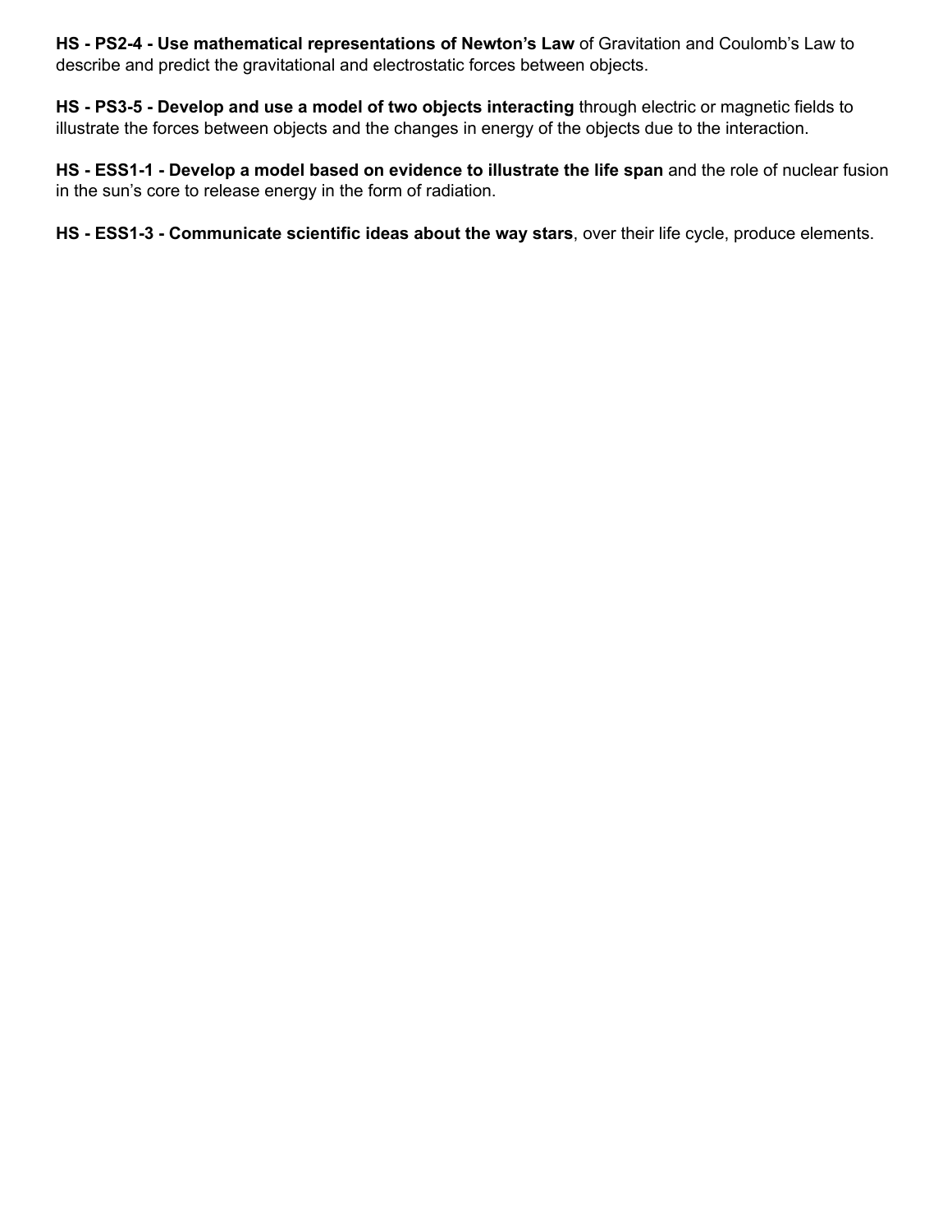**HS - PS2-4 - Use mathematical representations of Newton's Law** of Gravitation and Coulomb's Law to describe and predict the gravitational and electrostatic forces between objects.

**HS - PS3-5 - Develop and use a model of two objects interacting** through electric or magnetic fields to illustrate the forces between objects and the changes in energy of the objects due to the interaction.

**HS - ESS1-1 - Develop a model based on evidence to illustrate the life span** and the role of nuclear fusion in the sun's core to release energy in the form of radiation.

**HS - ESS1-3 - Communicate scientific ideas about the way stars**, over their life cycle, produce elements.